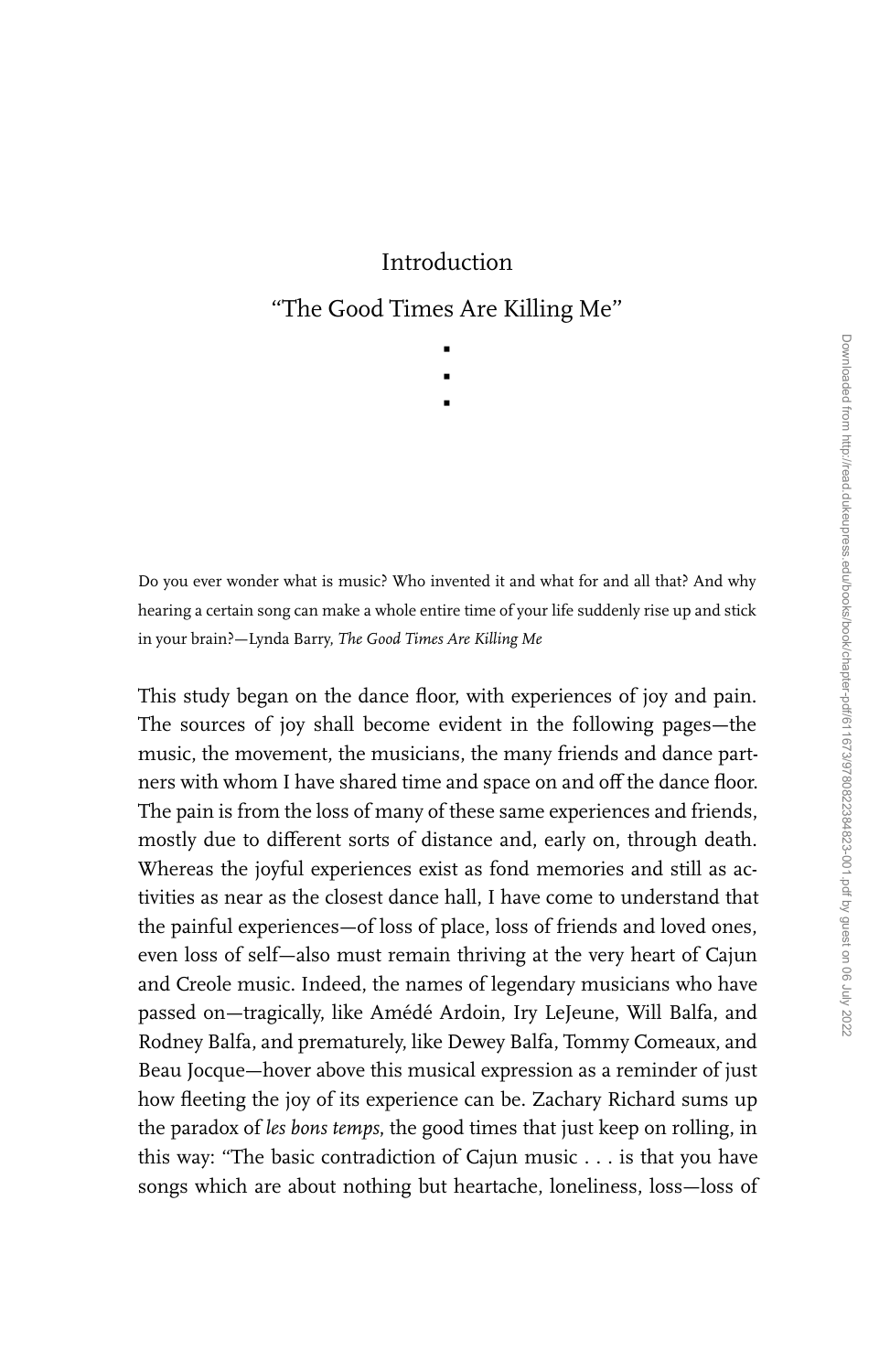# Introduction

## "The Good Times Are Killing Me"

Do you ever wonder what is music? Who invented it and what for and all that? And why hearing a certain song can make a whole entire time of your life suddenly rise up and stick in your brain?—Lynda Barry, *The Good Times Are Killing Me*

This study began on the dance floor, with experiences of joy and pain. The sources of joy shall become evident in the following pages—the music, the movement, the musicians, the many friends and dance partners with whom I have shared time and space on and off the dance floor. The pain is from the loss of many of these same experiences and friends, mostly due to different sorts of distance and, early on, through death. Whereas the joyful experiences exist as fond memories and still as activities as near as the closest dance hall, I have come to understand that the painful experiences—of loss of place, loss of friends and loved ones, even loss of self—also must remain thriving at the very heart of Cajun and Creole music. Indeed, the names of legendary musicians who have passed on—tragically, like Amédé Ardoin, Iry LeJeune, Will Balfa, and Rodney Balfa, and prematurely, like Dewey Balfa, Tommy Comeaux, and Beau Jocque—hover above this musical expression as a reminder of just how fleeting the joy of its experience can be. Zachary Richard sums up the paradox of *les bons temps*, the good times that just keep on rolling, in this way: "The basic contradiction of Cajun music . . . is that you have songs which are about nothing but heartache, loneliness, loss—loss of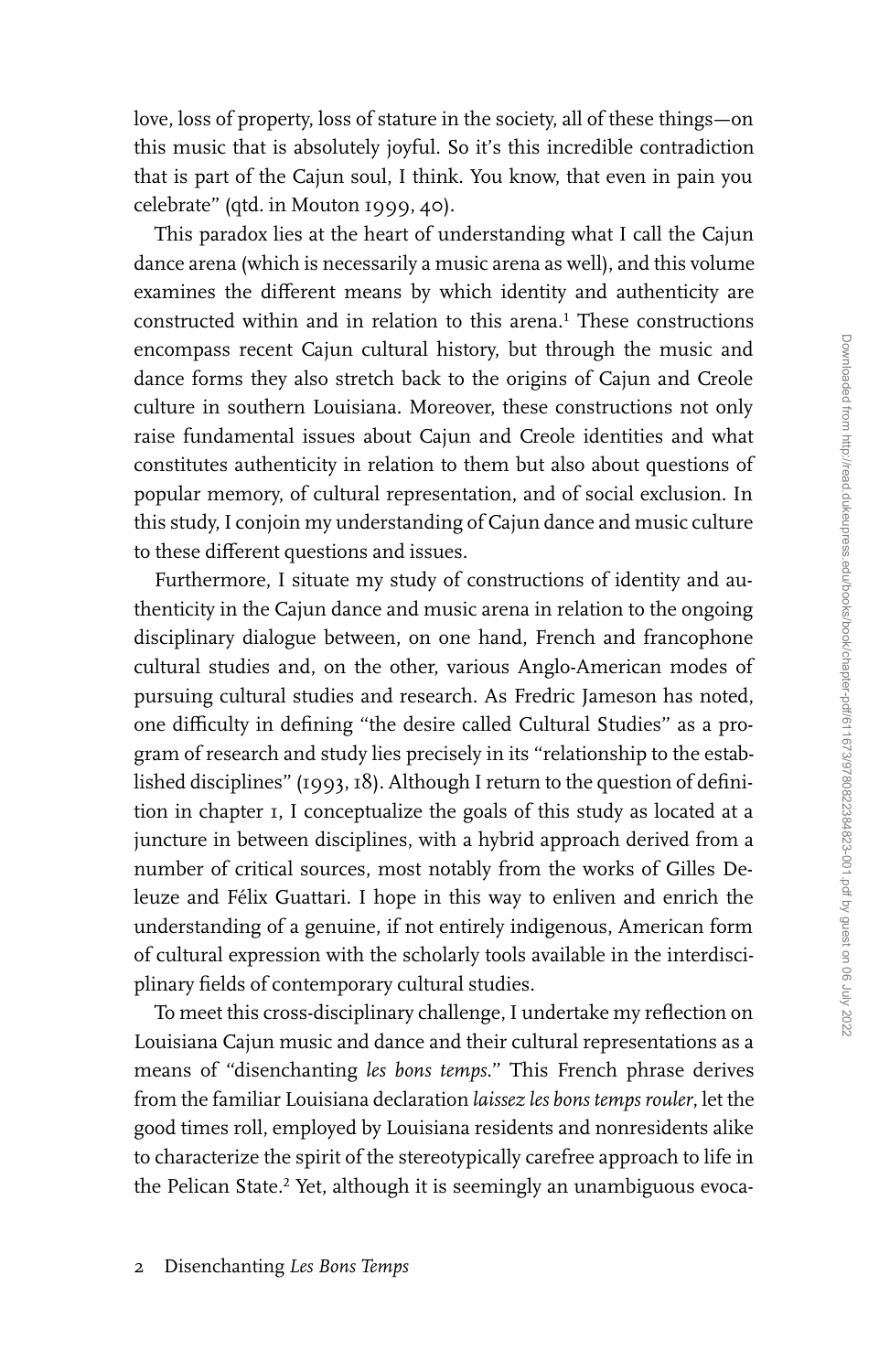love, loss of property, loss of stature in the society, all of these things—on this music that is absolutely joyful. So it's this incredible contradiction that is part of the Cajun soul, I think. You know, that even in pain you celebrate" (qtd. in Mouton 1999, 40).

This paradox lies at the heart of understanding what I call the Cajun dance arena (which is necessarily a music arena as well), and this volume examines the different means by which identity and authenticity are constructed within and in relation to this arena.[1] These constructions encompass recent Cajun cultural history, but through the music and dance forms they also stretch back to the origins of Cajun and Creole culture in southern Louisiana. Moreover, these constructions not only raise fundamental issues about Cajun and Creole identities and what constitutes authenticity in relation to them but also about questions of popular memory, of cultural representation, and of social exclusion. In this study, I conjoin my understanding of Cajun dance and music culture to these different questions and issues.

Furthermore, I situate my study of constructions of identity and authenticity in the Cajun dance and music arena in relation to the ongoing disciplinary dialogue between, on one hand, French and francophone cultural studies and, on the other, various Anglo-American modes of pursuing cultural studies and research. As Fredric Jameson has noted, one difficulty in defining "the desire called Cultural Studies" as a program of research and study lies precisely in its "relationship to the established disciplines" (1993, 18). Although I return to the question of definition in chapter 1, I conceptualize the goals of this study as located at a juncture in between disciplines, with a hybrid approach derived from a number of critical sources, most notably from the works of Gilles Deleuze and Félix Guattari. I hope in this way to enliven and enrich the understanding of a genuine, if not entirely indigenous, American form of cultural expression with the scholarly tools available in the interdisciplinary fields of contemporary cultural studies.

To meet this cross-disciplinary challenge, I undertake my reflection on Louisiana Cajun music and dance and their cultural representations as a means of "disenchanting *les bons temps*." This French phrase derives from the familiar Louisiana declaration *laissez les bons temps rouler*, let the good times roll, employed by Louisiana residents and nonresidents alike to characterize the spirit of the stereotypically carefree approach to life in the Pelican State.[2] Yet, although it is seemingly an unambiguous evoca-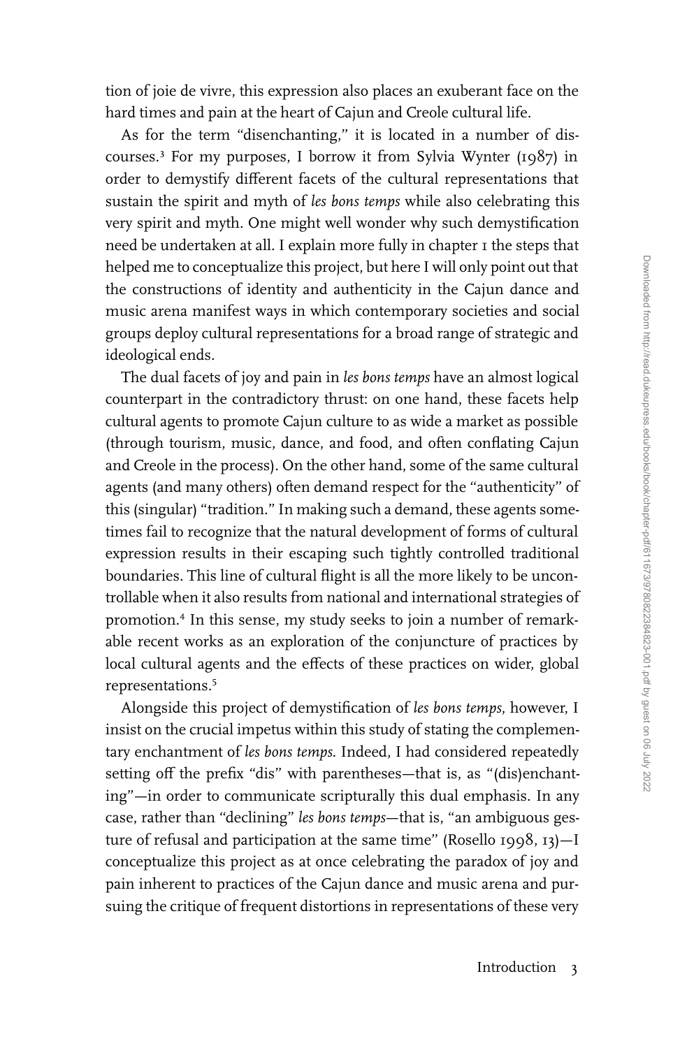tion of joie de vivre, this expression also places an exuberant face on the hard times and pain at the heart of Cajun and Creole cultural life.

As for the term "disenchanting," it is located in a number of discourses.[3] For my purposes, I borrow it from Sylvia Wynter (1987) in order to demystify different facets of the cultural representations that sustain the spirit and myth of *les bons temps* while also celebrating this very spirit and myth. One might well wonder why such demystification need be undertaken at all. I explain more fully in chapter 1 the steps that helped me to conceptualize this project, but here I will only point out that the constructions of identity and authenticity in the Cajun dance and music arena manifest ways in which contemporary societies and social groups deploy cultural representations for a broad range of strategic and ideological ends.

The dual facets of joy and pain in *les bons temps* have an almost logical counterpart in the contradictory thrust: on one hand, these facets help cultural agents to promote Cajun culture to as wide a market as possible (through tourism, music, dance, and food, and often conflating Cajun and Creole in the process). On the other hand, some of the same cultural agents (and many others) often demand respect for the "authenticity" of this (singular) "tradition." In making such a demand, these agents sometimes fail to recognize that the natural development of forms of cultural expression results in their escaping such tightly controlled traditional boundaries. This line of cultural flight is all the more likely to be uncontrollable when it also results from national and international strategies of promotion.[4] In this sense, my study seeks to join a number of remarkable recent works as an exploration of the conjuncture of practices by local cultural agents and the effects of these practices on wider, global representations.[5]

Alongside this project of demystification of *les bons temps*, however, I insist on the crucial impetus within this study of stating the complementary enchantment of *les bons temps*. Indeed, I had considered repeatedly setting off the prefix "dis" with parentheses—that is, as "(dis)enchanting"—in order to communicate scripturally this dual emphasis. In any case, rather than "declining" *les bons temps*—that is, "an ambiguous gesture of refusal and participation at the same time" (Rosello 1998, 13)—I conceptualize this project as at once celebrating the paradox of joy and pain inherent to practices of the Cajun dance and music arena and pursuing the critique of frequent distortions in representations of these very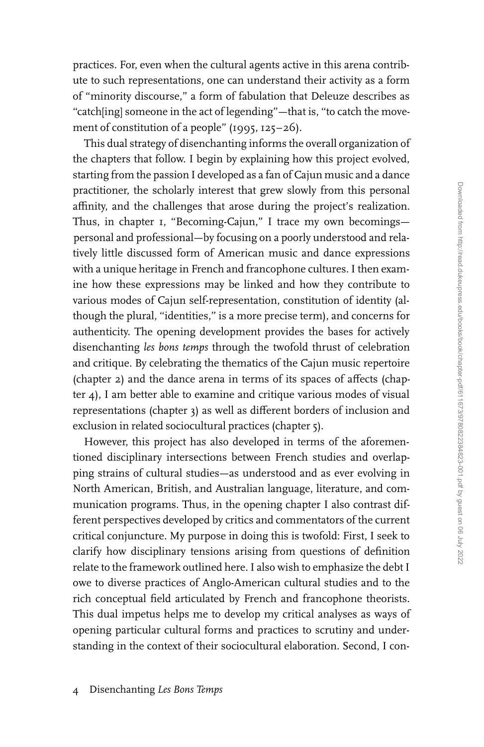practices. For, even when the cultural agents active in this arena contribute to such representations, one can understand their activity as a form of "minority discourse," a form of fabulation that Deleuze describes as "catch[ing] someone in the act of legending"—that is, "to catch the movement of constitution of a people" (1995, 125–26).

This dual strategy of disenchanting informs the overall organization of the chapters that follow. I begin by explaining how this project evolved, starting from the passion I developed as a fan of Cajun music and a dance practitioner, the scholarly interest that grew slowly from this personal affinity, and the challenges that arose during the project's realization. Thus, in chapter 1, "Becoming-Cajun," I trace my own becomings—personal and professional—by focusing on a poorly understood and relatively little discussed form of American music and dance expressions with a unique heritage in French and francophone cultures. I then examine how these expressions may be linked and how they contribute to various modes of Cajun self-representation, constitution of identity (although the plural, "identities," is a more precise term), and concerns for authenticity. The opening development provides the bases for actively disenchanting *les bons temps* through the twofold thrust of celebration and critique. By celebrating the thematics of the Cajun music repertoire (chapter 2) and the dance arena in terms of its spaces of affects (chapter 4), I am better able to examine and critique various modes of visual representations (chapter 3) as well as different borders of inclusion and exclusion in related sociocultural practices (chapter 5).

However, this project has also developed in terms of the aforementioned disciplinary intersections between French studies and overlapping strains of cultural studies—as understood and as ever evolving in North American, British, and Australian language, literature, and communication programs. Thus, in the opening chapter I also contrast different perspectives developed by critics and commentators of the current critical conjuncture. My purpose in doing this is twofold: First, I seek to clarify how disciplinary tensions arising from questions of definition relate to the framework outlined here. I also wish to emphasize the debt I owe to diverse practices of Anglo-American cultural studies and to the rich conceptual field articulated by French and francophone theorists. This dual impetus helps me to develop my critical analyses as ways of opening particular cultural forms and practices to scrutiny and understanding in the context of their sociocultural elaboration. Second, I con-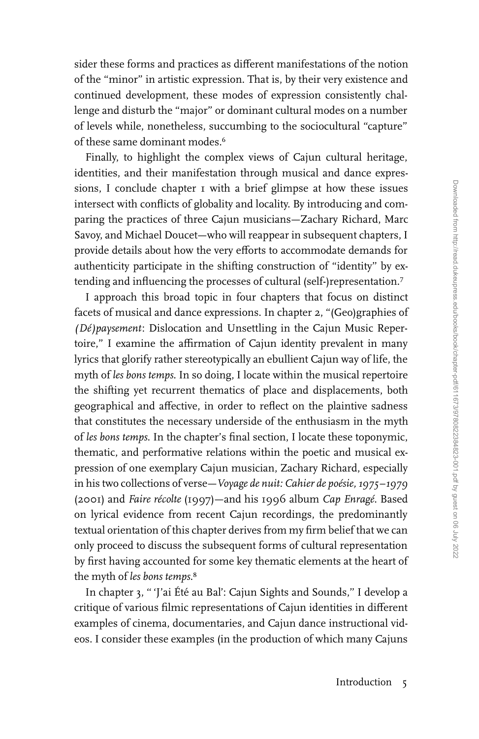sider these forms and practices as different manifestations of the notion of the "minor" in artistic expression. That is, by their very existence and continued development, these modes of expression consistently challenge and disturb the "major" or dominant cultural modes on a number of levels while, nonetheless, succumbing to the sociocultural "capture" of these same dominant modes.[6]

Finally, to highlight the complex views of Cajun cultural heritage, identities, and their manifestation through musical and dance expressions, I conclude chapter 1 with a brief glimpse at how these issues intersect with conflicts of globality and locality. By introducing and comparing the practices of three Cajun musicians—Zachary Richard, Marc Savoy, and Michael Doucet—who will reappear in subsequent chapters, I provide details about how the very efforts to accommodate demands for authenticity participate in the shifting construction of "identity" by extending and influencing the processes of cultural (self-)representation.[7]

I approach this broad topic in four chapters that focus on distinct facets of musical and dance expressions. In chapter 2, "(Geo)graphies of *(Dé)paysement*: Dislocation and Unsettling in the Cajun Music Repertoire," I examine the affirmation of Cajun identity prevalent in many lyrics that glorify rather stereotypically an ebullient Cajun way of life, the myth of *les bons temps*. In so doing, I locate within the musical repertoire the shifting yet recurrent thematics of place and displacements, both geographical and affective, in order to reflect on the plaintive sadness that constitutes the necessary underside of the enthusiasm in the myth of *les bons temps*. In the chapter's final section, I locate these toponymic, thematic, and performative relations within the poetic and musical expression of one exemplary Cajun musician, Zachary Richard, especially in his two collections of verse—*Voyage de nuit: Cahier de poésie, 1975–1979* (2001) and *Faire récolte* (1997)—and his 1996 album *Cap Enragé*. Based on lyrical evidence from recent Cajun recordings, the predominantly textual orientation of this chapter derives from my firm belief that we can only proceed to discuss the subsequent forms of cultural representation by first having accounted for some key thematic elements at the heart of the myth of *les bons temps*.[8]

In chapter 3, "'J'ai Été au Bal': Cajun Sights and Sounds," I develop a critique of various filmic representations of Cajun identities in different examples of cinema, documentaries, and Cajun dance instructional videos. I consider these examples (in the production of which many Cajuns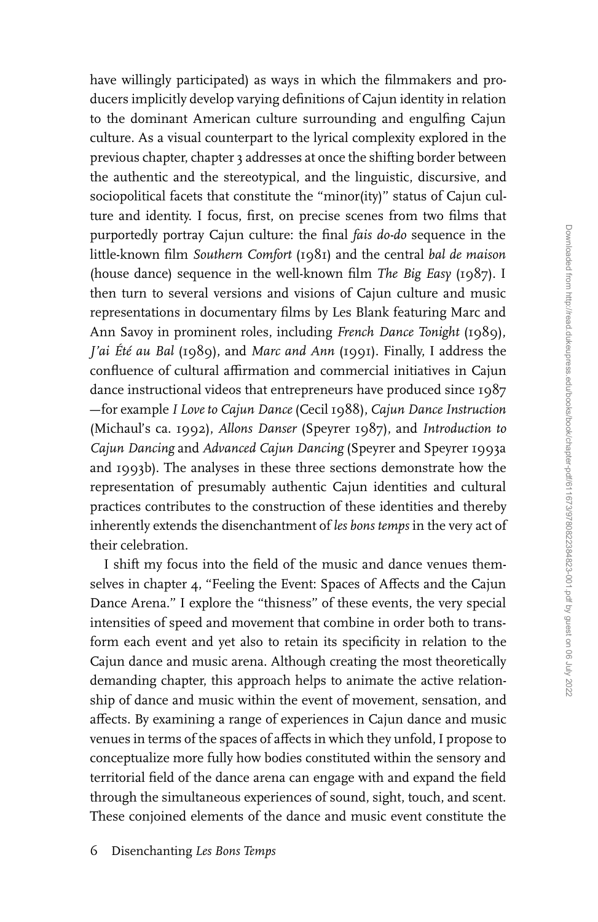have willingly participated) as ways in which the filmmakers and producers implicitly develop varying definitions of Cajun identity in relation to the dominant American culture surrounding and engulfing Cajun culture. As a visual counterpart to the lyrical complexity explored in the previous chapter, chapter 3 addresses at once the shifting border between the authentic and the stereotypical, and the linguistic, discursive, and sociopolitical facets that constitute the "minor(ity)" status of Cajun culture and identity. I focus, first, on precise scenes from two films that purportedly portray Cajun culture: the final *fais do-do* sequence in the little-known film *Southern Comfort* (1981) and the central *bal de maison* (house dance) sequence in the well-known film *The Big Easy* (1987). I then turn to several versions and visions of Cajun culture and music representations in documentary films by Les Blank featuring Marc and Ann Savoy in prominent roles, including *French Dance Tonight* (1989), *J'ai Été au Bal* (1989), and *Marc and Ann* (1991). Finally, I address the confluence of cultural affirmation and commercial initiatives in Cajun dance instructional videos that entrepreneurs have produced since 1987—for example *I Love to Cajun Dance* (Cecil 1988), *Cajun Dance Instruction* (Michaul's ca. 1992), *Allons Danser* (Speyrer 1987), and *Introduction to Cajun Dancing* and *Advanced Cajun Dancing* (Speyrer and Speyrer 1993a and 1993b). The analyses in these three sections demonstrate how the representation of presumably authentic Cajun identities and cultural practices contributes to the construction of these identities and thereby inherently extends the disenchantment of *les bons temps* in the very act of their celebration.

I shift my focus into the field of the music and dance venues themselves in chapter 4, "Feeling the Event: Spaces of Affects and the Cajun Dance Arena." I explore the "thisness" of these events, the very special intensities of speed and movement that combine in order both to transform each event and yet also to retain its specificity in relation to the Cajun dance and music arena. Although creating the most theoretically demanding chapter, this approach helps to animate the active relationship of dance and music within the event of movement, sensation, and affects. By examining a range of experiences in Cajun dance and music venues in terms of the spaces of affects in which they unfold, I propose to conceptualize more fully how bodies constituted within the sensory and territorial field of the dance arena can engage with and expand the field through the simultaneous experiences of sound, sight, touch, and scent. These conjoined elements of the dance and music event constitute the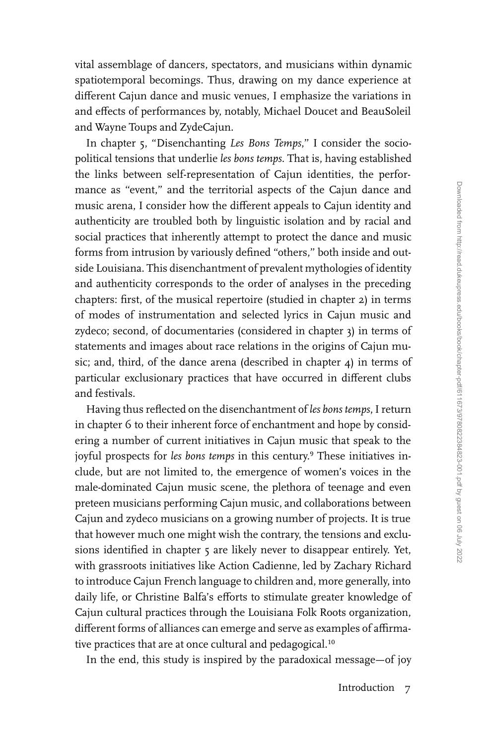vital assemblage of dancers, spectators, and musicians within dynamic spatiotemporal becomings. Thus, drawing on my dance experience at different Cajun dance and music venues, I emphasize the variations in and effects of performances by, notably, Michael Doucet and BeauSoleil and Wayne Toups and ZydeCajun.

In chapter 5, "Disenchanting *Les Bons Temps*," I consider the sociopolitical tensions that underlie *les bons temps*. That is, having established the links between self-representation of Cajun identities, the performance as "event," and the territorial aspects of the Cajun dance and music arena, I consider how the different appeals to Cajun identity and authenticity are troubled both by linguistic isolation and by racial and social practices that inherently attempt to protect the dance and music forms from intrusion by variously defined "others," both inside and outside Louisiana. This disenchantment of prevalent mythologies of identity and authenticity corresponds to the order of analyses in the preceding chapters: first, of the musical repertoire (studied in chapter 2) in terms of modes of instrumentation and selected lyrics in Cajun music and zydeco; second, of documentaries (considered in chapter 3) in terms of statements and images about race relations in the origins of Cajun music; and, third, of the dance arena (described in chapter 4) in terms of particular exclusionary practices that have occurred in different clubs and festivals.

Having thus reflected on the disenchantment of *les bons temps*, I return in chapter 6 to their inherent force of enchantment and hope by considering a number of current initiatives in Cajun music that speak to the joyful prospects for *les bons temps* in this century.[9] These initiatives include, but are not limited to, the emergence of women's voices in the male-dominated Cajun music scene, the plethora of teenage and even preteen musicians performing Cajun music, and collaborations between Cajun and zydeco musicians on a growing number of projects. It is true that however much one might wish the contrary, the tensions and exclusions identified in chapter 5 are likely never to disappear entirely. Yet, with grassroots initiatives like Action Cadienne, led by Zachary Richard to introduce Cajun French language to children and, more generally, into daily life, or Christine Balfa's efforts to stimulate greater knowledge of Cajun cultural practices through the Louisiana Folk Roots organization, different forms of alliances can emerge and serve as examples of affirmative practices that are at once cultural and pedagogical.[10]

In the end, this study is inspired by the paradoxical message—of joy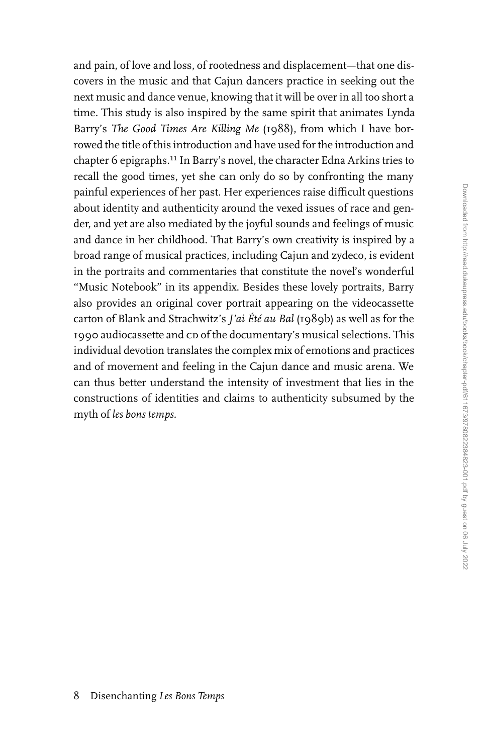and pain, of love and loss, of rootedness and displacement—that one discovers in the music and that Cajun dancers practice in seeking out the next music and dance venue, knowing that it will be over in all too short a time. This study is also inspired by the same spirit that animates Lynda Barry's *The Good Times Are Killing Me* (1988), from which I have borrowed the title of this introduction and have used for the introduction and chapter 6 epigraphs.[11] In Barry's novel, the character Edna Arkins tries to recall the good times, yet she can only do so by confronting the many painful experiences of her past. Her experiences raise difficult questions about identity and authenticity around the vexed issues of race and gender, and yet are also mediated by the joyful sounds and feelings of music and dance in her childhood. That Barry's own creativity is inspired by a broad range of musical practices, including Cajun and zydeco, is evident in the portraits and commentaries that constitute the novel's wonderful "Music Notebook" in its appendix. Besides these lovely portraits, Barry also provides an original cover portrait appearing on the videocassette carton of Blank and Strachwitz's *J'ai Été au Bal* (1989b) as well as for the 1990 audiocassette and CD of the documentary's musical selections. This individual devotion translates the complex mix of emotions and practices and of movement and feeling in the Cajun dance and music arena. We can thus better understand the intensity of investment that lies in the constructions of identities and claims to authenticity subsumed by the myth of *les bons temps*.